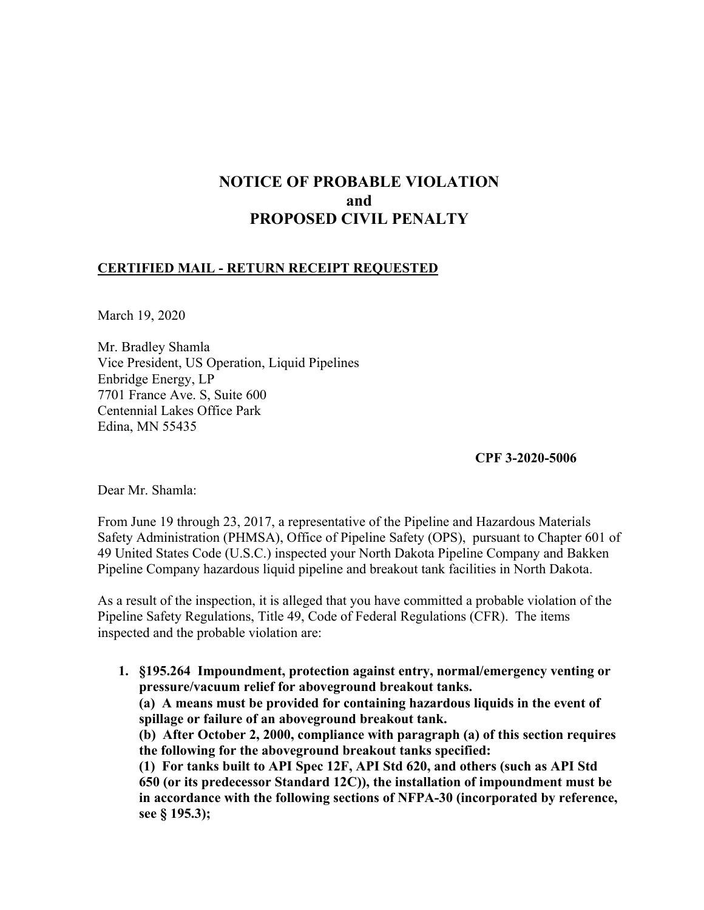# NOTICE OF PROBABLE VIOLATION
# and
# PROPOSED CIVIL PENALTY

**CERTIFIED MAIL - RETURN RECEIPT REQUESTED**

March 19, 2020

Mr. Bradley Shamla
Vice President, US Operation, Liquid Pipelines
Enbridge Energy, LP
7701 France Ave. S, Suite 600
Centennial Lakes Office Park
Edina, MN 55435

**CPF 3-2020-5006**

Dear Mr. Shamla:

From June 19 through 23, 2017, a representative of the Pipeline and Hazardous Materials Safety Administration (PHMSA), Office of Pipeline Safety (OPS), pursuant to Chapter 601 of 49 United States Code (U.S.C.) inspected your North Dakota Pipeline Company and Bakken Pipeline Company hazardous liquid pipeline and breakout tank facilities in North Dakota.

As a result of the inspection, it is alleged that you have committed a probable violation of the Pipeline Safety Regulations, Title 49, Code of Federal Regulations (CFR). The items inspected and the probable violation are:

1. **§195.264 Impoundment, protection against entry, normal/emergency venting or pressure/vacuum relief for aboveground breakout tanks.**
   **(a) A means must be provided for containing hazardous liquids in the event of spillage or failure of an aboveground breakout tank.**
   **(b) After October 2, 2000, compliance with paragraph (a) of this section requires the following for the aboveground breakout tanks specified:**
   **(1) For tanks built to API Spec 12F, API Std 620, and others (such as API Std 650 (or its predecessor Standard 12C)), the installation of impoundment must be in accordance with the following sections of NFPA-30 (incorporated by reference, see § 195.3);**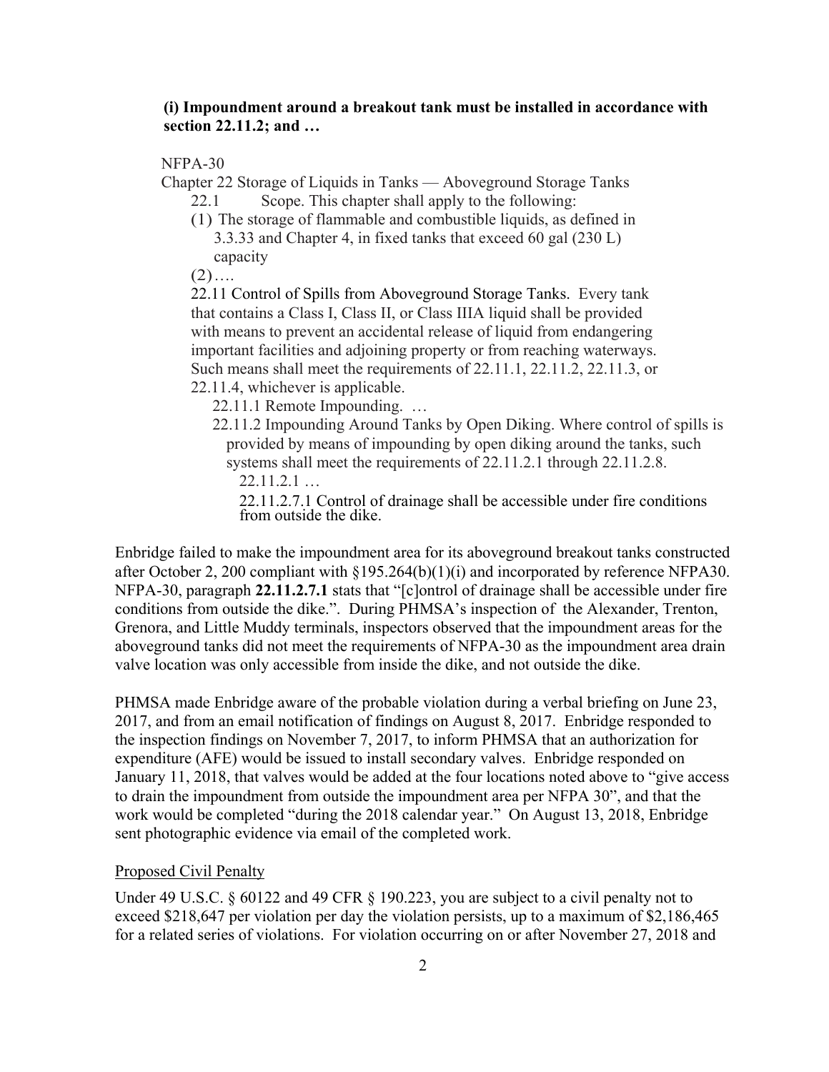**(i) Impoundment around a breakout tank must be installed in accordance with section 22.11.2; and …**

NFPA-30

Chapter 22 Storage of Liquids in Tanks — Aboveground Storage Tanks

22.1 Scope. This chapter shall apply to the following:

(1) The storage of flammable and combustible liquids, as defined in 3.3.33 and Chapter 4, in fixed tanks that exceed 60 gal (230 L) capacity

(2)….

22.11 Control of Spills from Aboveground Storage Tanks. Every tank that contains a Class I, Class II, or Class IIIA liquid shall be provided with means to prevent an accidental release of liquid from endangering important facilities and adjoining property or from reaching waterways. Such means shall meet the requirements of 22.11.1, 22.11.2, 22.11.3, or 22.11.4, whichever is applicable.

22.11.1 Remote Impounding. …

22.11.2 Impounding Around Tanks by Open Diking. Where control of spills is provided by means of impounding by open diking around the tanks, such systems shall meet the requirements of 22.11.2.1 through 22.11.2.8.

22.11.2.1 …

22.11.2.7.1 Control of drainage shall be accessible under fire conditions from outside the dike.

Enbridge failed to make the impoundment area for its aboveground breakout tanks constructed after October 2, 200 compliant with §195.264(b)(1)(i) and incorporated by reference NFPA30. NFPA-30, paragraph **22.11.2.7.1** stats that "[c]ontrol of drainage shall be accessible under fire conditions from outside the dike.". During PHMSA's inspection of the Alexander, Trenton, Grenora, and Little Muddy terminals, inspectors observed that the impoundment areas for the aboveground tanks did not meet the requirements of NFPA-30 as the impoundment area drain valve location was only accessible from inside the dike, and not outside the dike.

PHMSA made Enbridge aware of the probable violation during a verbal briefing on June 23, 2017, and from an email notification of findings on August 8, 2017. Enbridge responded to the inspection findings on November 7, 2017, to inform PHMSA that an authorization for expenditure (AFE) would be issued to install secondary valves. Enbridge responded on January 11, 2018, that valves would be added at the four locations noted above to "give access to drain the impoundment from outside the impoundment area per NFPA 30", and that the work would be completed "during the 2018 calendar year." On August 13, 2018, Enbridge sent photographic evidence via email of the completed work.

Proposed Civil Penalty

Under 49 U.S.C. § 60122 and 49 CFR § 190.223, you are subject to a civil penalty not to exceed $218,647 per violation per day the violation persists, up to a maximum of $2,186,465 for a related series of violations. For violation occurring on or after November 27, 2018 and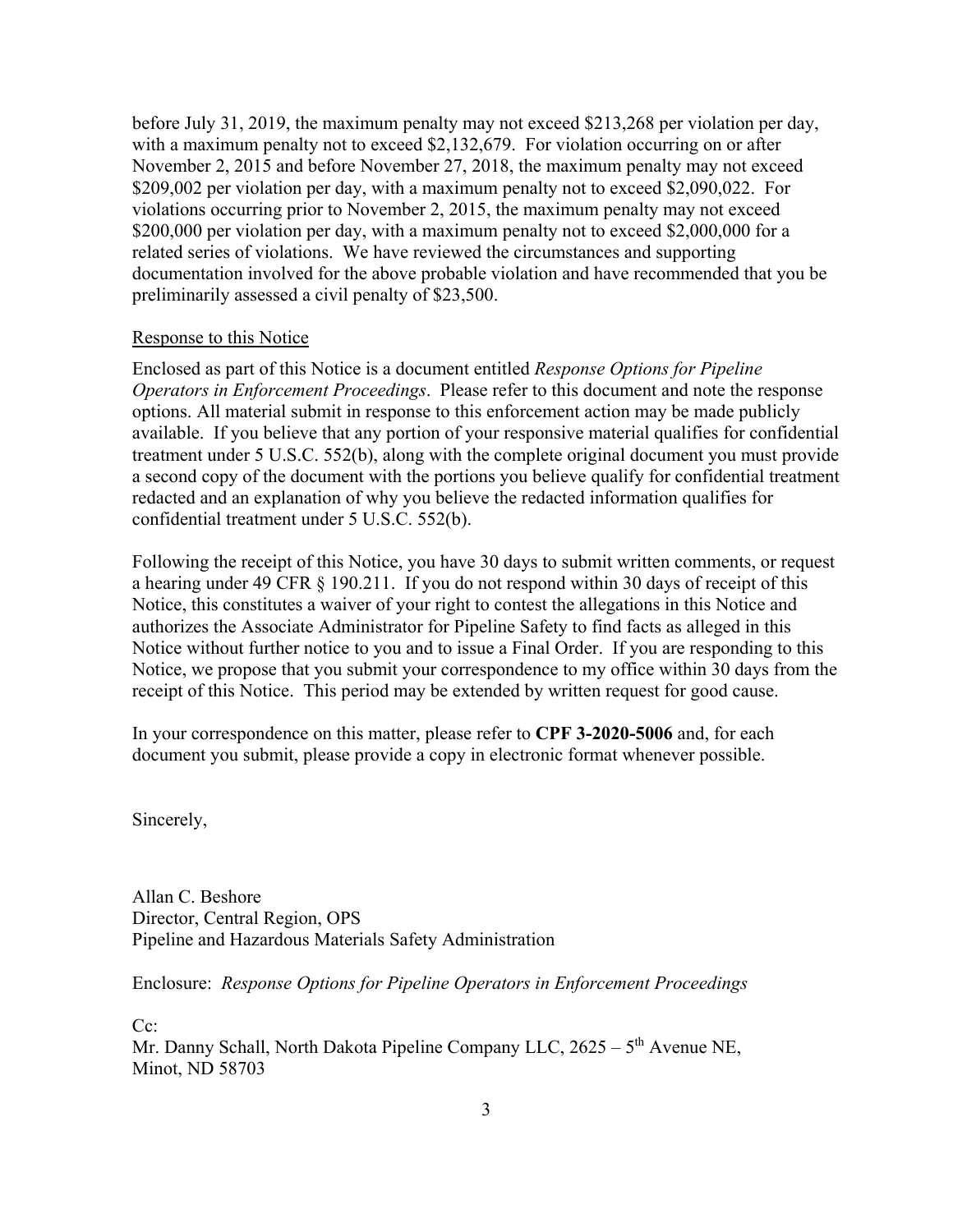before July 31, 2019, the maximum penalty may not exceed $213,268 per violation per day, with a maximum penalty not to exceed $2,132,679. For violation occurring on or after November 2, 2015 and before November 27, 2018, the maximum penalty may not exceed $209,002 per violation per day, with a maximum penalty not to exceed $2,090,022. For violations occurring prior to November 2, 2015, the maximum penalty may not exceed $200,000 per violation per day, with a maximum penalty not to exceed $2,000,000 for a related series of violations. We have reviewed the circumstances and supporting documentation involved for the above probable violation and have recommended that you be preliminarily assessed a civil penalty of $23,500.

Response to this Notice

Enclosed as part of this Notice is a document entitled *Response Options for Pipeline Operators in Enforcement Proceedings*. Please refer to this document and note the response options. All material submit in response to this enforcement action may be made publicly available. If you believe that any portion of your responsive material qualifies for confidential treatment under 5 U.S.C. 552(b), along with the complete original document you must provide a second copy of the document with the portions you believe qualify for confidential treatment redacted and an explanation of why you believe the redacted information qualifies for confidential treatment under 5 U.S.C. 552(b).

Following the receipt of this Notice, you have 30 days to submit written comments, or request a hearing under 49 CFR § 190.211. If you do not respond within 30 days of receipt of this Notice, this constitutes a waiver of your right to contest the allegations in this Notice and authorizes the Associate Administrator for Pipeline Safety to find facts as alleged in this Notice without further notice to you and to issue a Final Order. If you are responding to this Notice, we propose that you submit your correspondence to my office within 30 days from the receipt of this Notice. This period may be extended by written request for good cause.

In your correspondence on this matter, please refer to **CPF 3-2020-5006** and, for each document you submit, please provide a copy in electronic format whenever possible.

Sincerely,

Allan C. Beshore
Director, Central Region, OPS
Pipeline and Hazardous Materials Safety Administration

Enclosure: *Response Options for Pipeline Operators in Enforcement Proceedings*

Cc:
Mr. Danny Schall, North Dakota Pipeline Company LLC, 2625 – 5th Avenue NE, Minot, ND 58703